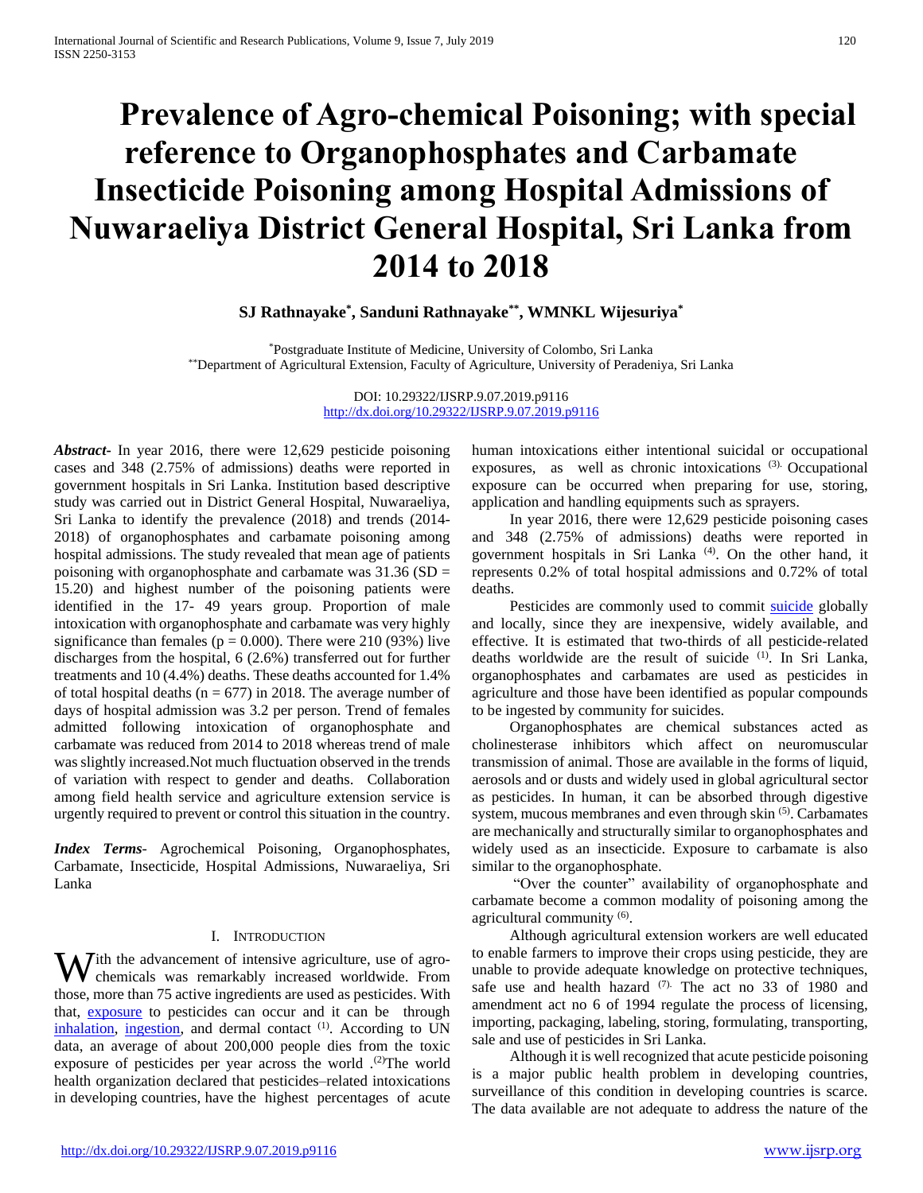# Prevalence of Agro-chemical Poisoning; with special reference to Organophosphates and Carbamate Insecticide Poisoning among Hospital Admissions of Nuwaraeliya District General Hospital, Sri Lanka from 2014 to 2018

**SJ Rathnayake[*], Sanduni Rathnayake[**], WMNKL Wijesuriya[*]**

[*]Postgraduate Institute of Medicine, University of Colombo, Sri Lanka
[**]Department of Agricultural Extension, Faculty of Agriculture, University of Peradeniya, Sri Lanka

DOI: 10.29322/IJSRP.9.07.2019.p9116
http://dx.doi.org/10.29322/IJSRP.9.07.2019.p9116

***Abstract*-** In year 2016, there were 12,629 pesticide poisoning cases and 348 (2.75% of admissions) deaths were reported in government hospitals in Sri Lanka. Institution based descriptive study was carried out in District General Hospital, Nuwaraeliya, Sri Lanka to identify the prevalence (2018) and trends (2014-2018) of organophosphates and carbamate poisoning among hospital admissions. The study revealed that mean age of patients poisoning with organophosphate and carbamate was 31.36 (SD = 15.20) and highest number of the poisoning patients were identified in the 17- 49 years group. Proportion of male intoxication with organophosphate and carbamate was very highly significance than females ($p = 0.000$). There were 210 (93%) live discharges from the hospital, 6 (2.6%) transferred out for further treatments and 10 (4.4%) deaths. These deaths accounted for 1.4% of total hospital deaths ($n = 677$) in 2018. The average number of days of hospital admission was 3.2 per person. Trend of females admitted following intoxication of organophosphate and carbamate was reduced from 2014 to 2018 whereas trend of male was slightly increased.Not much fluctuation observed in the trends of variation with respect to gender and deaths. Collaboration among field health service and agriculture extension service is urgently required to prevent or control this situation in the country.

***Index Terms*-** Agrochemical Poisoning, Organophosphates, Carbamate, Insecticide, Hospital Admissions, Nuwaraeliya, Sri Lanka

## I. Introduction

With the advancement of intensive agriculture, use of agro-chemicals was remarkably increased worldwide. From those, more than 75 active ingredients are used as pesticides. With that, exposure to pesticides can occur and it can be through inhalation, ingestion, and dermal contact [1]. According to UN data, an average of about 200,000 people dies from the toxic exposure of pesticides per year across the world .[2]The world health organization declared that pesticides–related intoxications in developing countries, have the highest percentages of acute human intoxications either intentional suicidal or occupational exposures, as well as chronic intoxications [3]. Occupational exposure can be occurred when preparing for use, storing, application and handling equipments such as sprayers.

In year 2016, there were 12,629 pesticide poisoning cases and 348 (2.75% of admissions) deaths were reported in government hospitals in Sri Lanka [4]. On the other hand, it represents 0.2% of total hospital admissions and 0.72% of total deaths.

Pesticides are commonly used to commit suicide globally and locally, since they are inexpensive, widely available, and effective. It is estimated that two-thirds of all pesticide-related deaths worldwide are the result of suicide [1]. In Sri Lanka, organophosphates and carbamates are used as pesticides in agriculture and those have been identified as popular compounds to be ingested by community for suicides.

Organophosphates are chemical substances acted as cholinesterase inhibitors which affect on neuromuscular transmission of animal. Those are available in the forms of liquid, aerosols and or dusts and widely used in global agricultural sector as pesticides. In human, it can be absorbed through digestive system, mucous membranes and even through skin [5]. Carbamates are mechanically and structurally similar to organophosphates and widely used as an insecticide. Exposure to carbamate is also similar to the organophosphate.

"Over the counter" availability of organophosphate and carbamate become a common modality of poisoning among the agricultural community [6].

Although agricultural extension workers are well educated to enable farmers to improve their crops using pesticide, they are unable to provide adequate knowledge on protective techniques, safe use and health hazard [7]. The act no 33 of 1980 and amendment act no 6 of 1994 regulate the process of licensing, importing, packaging, labeling, storing, formulating, transporting, sale and use of pesticides in Sri Lanka.

Although it is well recognized that acute pesticide poisoning is a major public health problem in developing countries, surveillance of this condition in developing countries is scarce. The data available are not adequate to address the nature of the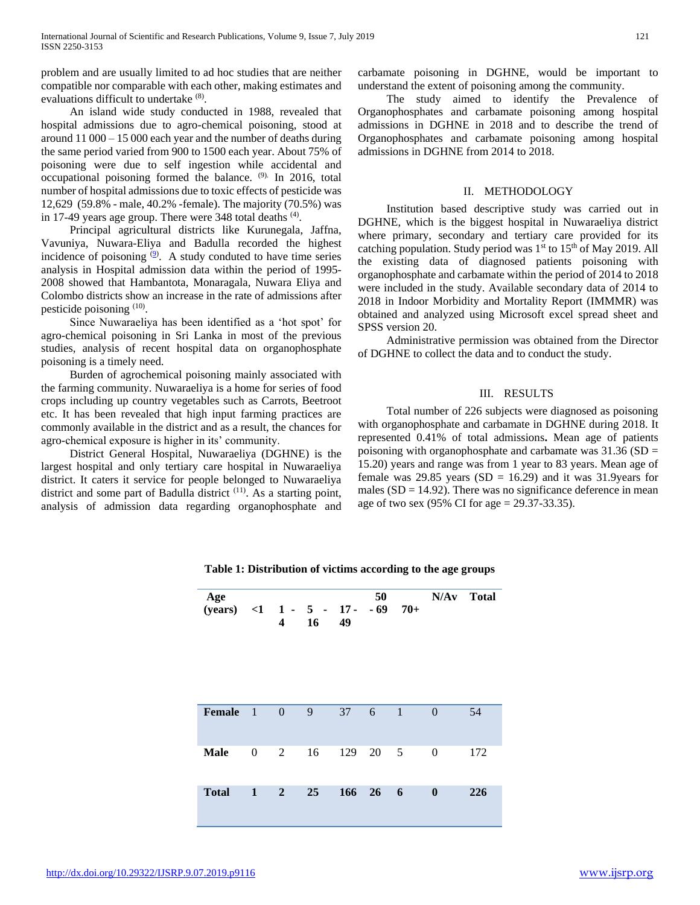problem and are usually limited to ad hoc studies that are neither compatible nor comparable with each other, making estimates and evaluations difficult to undertake [8].

An island wide study conducted in 1988, revealed that hospital admissions due to agro-chemical poisoning, stood at around 11 000 – 15 000 each year and the number of deaths during the same period varied from 900 to 1500 each year. About 75% of poisoning were due to self ingestion while accidental and occupational poisoning formed the balance. [9]. In 2016, total number of hospital admissions due to toxic effects of pesticide was 12,629 (59.8% - male, 40.2% -female). The majority (70.5%) was in 17-49 years age group. There were 348 total deaths [4].

Principal agricultural districts like Kurunegala, Jaffna, Vavuniya, Nuwara-Eliya and Badulla recorded the highest incidence of poisoning [9]. A study conduted to have time series analysis in Hospital admission data within the period of 1995-2008 showed that Hambantota, Monaragala, Nuwara Eliya and Colombo districts show an increase in the rate of admissions after pesticide poisoning [10].

Since Nuwaraeliya has been identified as a 'hot spot' for agro-chemical poisoning in Sri Lanka in most of the previous studies, analysis of recent hospital data on organophosphate poisoning is a timely need.

Burden of agrochemical poisoning mainly associated with the farming community. Nuwaraeliya is a home for series of food crops including up country vegetables such as Carrots, Beetroot etc. It has been revealed that high input farming practices are commonly available in the district and as a result, the chances for agro-chemical exposure is higher in its' community.

District General Hospital, Nuwaraeliya (DGHNE) is the largest hospital and only tertiary care hospital in Nuwaraeliya district. It caters it service for people belonged to Nuwaraeliya district and some part of Badulla district [11]. As a starting point, analysis of admission data regarding organophosphate and carbamate poisoning in DGHNE, would be important to understand the extent of poisoning among the community.

The study aimed to identify the Prevalence of Organophosphates and carbamate poisoning among hospital admissions in DGHNE in 2018 and to describe the trend of Organophosphates and carbamate poisoning among hospital admissions in DGHNE from 2014 to 2018.

## II. METHODOLOGY

Institution based descriptive study was carried out in DGHNE, which is the biggest hospital in Nuwaraeliya district where primary, secondary and tertiary care provided for its catching population. Study period was 1st to 15th of May 2019. All the existing data of diagnosed patients poisoning with organophosphate and carbamate within the period of 2014 to 2018 were included in the study. Available secondary data of 2014 to 2018 in Indoor Morbidity and Mortality Report (IMMMR) was obtained and analyzed using Microsoft excel spread sheet and SPSS version 20.

Administrative permission was obtained from the Director of DGHNE to collect the data and to conduct the study.

## III. RESULTS

Total number of 226 subjects were diagnosed as poisoning with organophosphate and carbamate in DGHNE during 2018. It represented 0.41% of total admissions**.** Mean age of patients poisoning with organophosphate and carbamate was 31.36 (SD = 15.20) years and range was from 1 year to 83 years. Mean age of female was 29.85 years (SD = 16.29) and it was 31.9years for males (SD = 14.92). There was no significance deference in mean age of two sex (95% CI for age = 29.37-33.35).

**Table 1: Distribution of victims according to the age groups**

| Age (years) | <1 | 1 - 4 | 5 - 16 | 17 - 49 | 50 - 69 | 70+ | N/Av | Total |
|---|---|---|---|---|---|---|---|---|
| **Female** | 1 | 0 | 9 | 37 | 6 | 1 | 0 | 54 |
| **Male** | 0 | 2 | 16 | 129 | 20 | 5 | 0 | 172 |
| **Total** | **1** | **2** | **25** | **166** | **26** | **6** | **0** | **226** |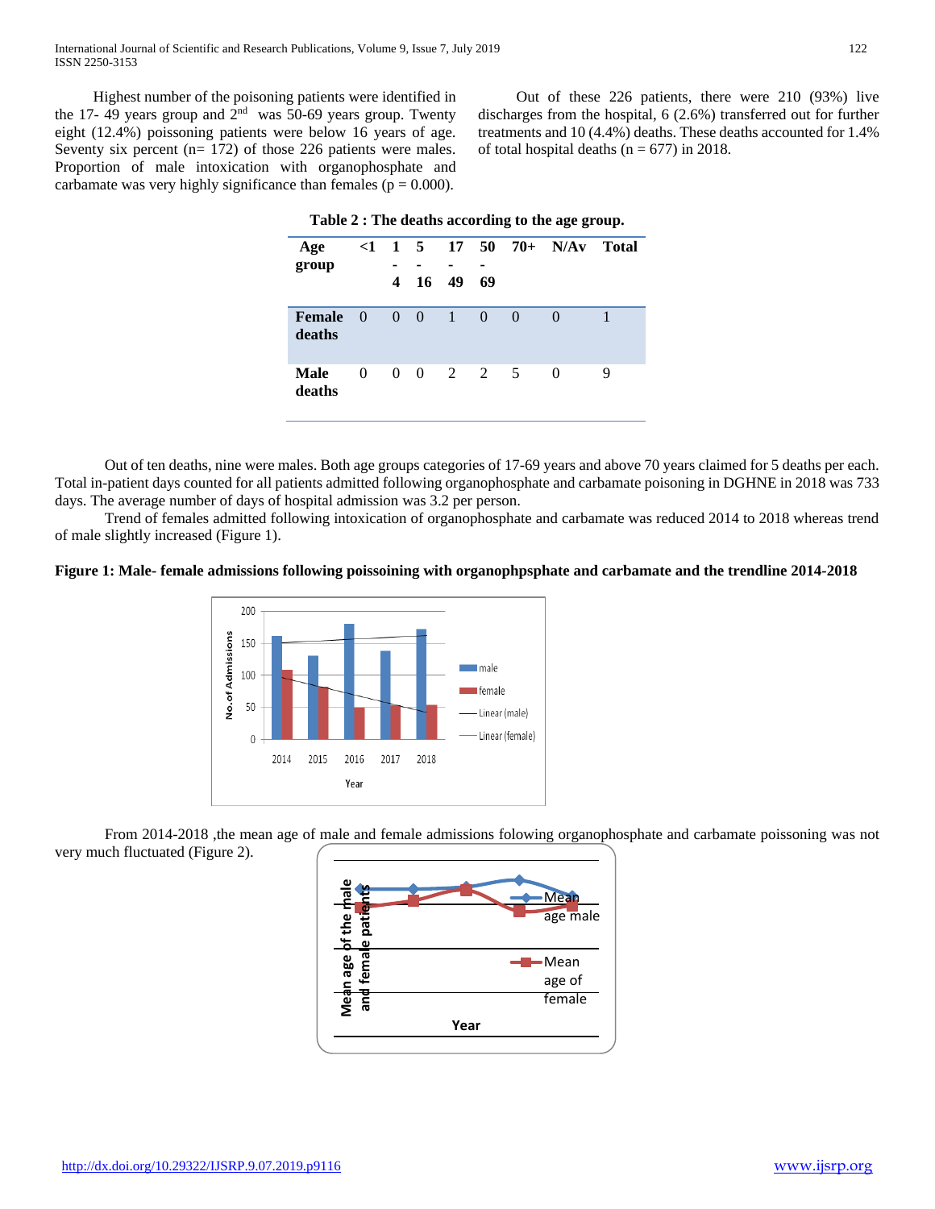Highest number of the poisoning patients were identified in the 17- 49 years group and 2nd was 50-69 years group. Twenty eight (12.4%) poissoning patients were below 16 years of age. Seventy six percent (n= 172) of those 226 patients were males. Proportion of male intoxication with organophosphate and carbamate was very highly significance than females (p = 0.000).

Out of these 226 patients, there were 210 (93%) live discharges from the hospital, 6 (2.6%) transferred out for further treatments and 10 (4.4%) deaths. These deaths accounted for 1.4% of total hospital deaths (n = 677) in 2018.

**Table 2 : The deaths according to the age group.**

| Age group | <1 | 1-4 | 5-16 | 17-49 | 50-69 | 70+ | N/Av | Total |
|---|---|---|---|---|---|---|---|---|
| **Female deaths** | 0 | 0 | 0 | 1 | 0 | 0 | 0 | 1 |
| **Male deaths** | 0 | 0 | 0 | 2 | 2 | 5 | 0 | 9 |

Out of ten deaths, nine were males. Both age groups categories of 17-69 years and above 70 years claimed for 5 deaths per each. Total in-patient days counted for all patients admitted following organophosphate and carbamate poisoning in DGHNE in 2018 was 733 days. The average number of days of hospital admission was 3.2 per person.

Trend of females admitted following intoxication of organophosphate and carbamate was reduced 2014 to 2018 whereas trend of male slightly increased (Figure 1).

**Figure 1: Male- female admissions following poissoining with organophpsphate and carbamate and the trendline 2014-2018**

From 2014-2018 ,the mean age of male and female admissions folowing organophosphate and carbamate poissoning was not very much fluctuated (Figure 2).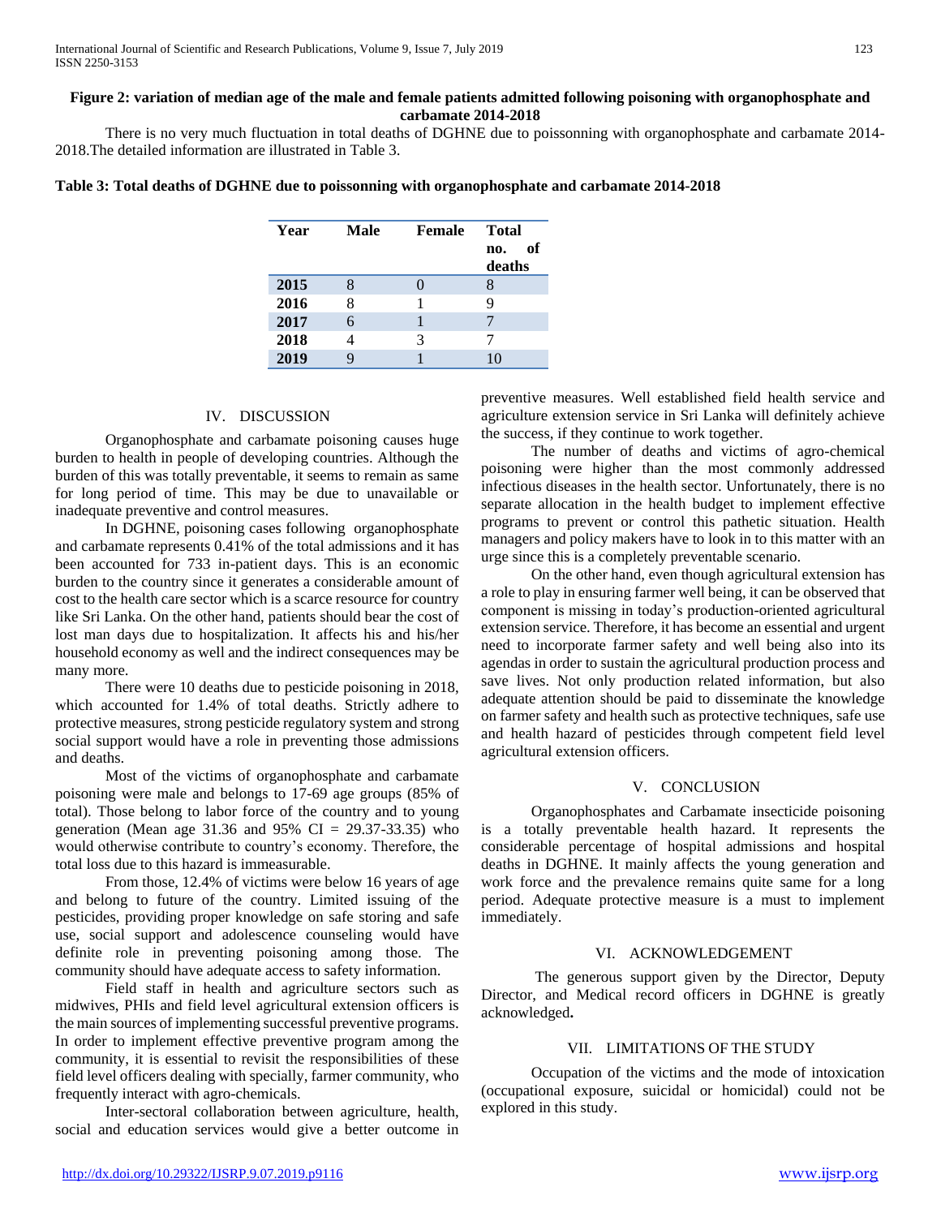**Figure 2: variation of median age of the male and female patients admitted following poisoning with organophosphate and carbamate 2014-2018**

There is no very much fluctuation in total deaths of DGHNE due to poissonning with organophosphate and carbamate 2014-2018.The detailed information are illustrated in Table 3.

**Table 3: Total deaths of DGHNE due to poissonning with organophosphate and carbamate 2014-2018**

| Year | Male | Female | Total no. of deaths |
|---|---|---|---|
| 2015 | 8 | 0 | 8 |
| 2016 | 8 | 1 | 9 |
| 2017 | 6 | 1 | 7 |
| 2018 | 4 | 3 | 7 |
| 2019 | 9 | 1 | 10 |

## IV. DISCUSSION

Organophosphate and carbamate poisoning causes huge burden to health in people of developing countries. Although the burden of this was totally preventable, it seems to remain as same for long period of time. This may be due to unavailable or inadequate preventive and control measures.

In DGHNE, poisoning cases following organophosphate and carbamate represents 0.41% of the total admissions and it has been accounted for 733 in-patient days. This is an economic burden to the country since it generates a considerable amount of cost to the health care sector which is a scarce resource for country like Sri Lanka. On the other hand, patients should bear the cost of lost man days due to hospitalization. It affects his and his/her household economy as well and the indirect consequences may be many more.

There were 10 deaths due to pesticide poisoning in 2018, which accounted for 1.4% of total deaths. Strictly adhere to protective measures, strong pesticide regulatory system and strong social support would have a role in preventing those admissions and deaths.

Most of the victims of organophosphate and carbamate poisoning were male and belongs to 17-69 age groups (85% of total). Those belong to labor force of the country and to young generation (Mean age 31.36 and 95% CI = 29.37-33.35) who would otherwise contribute to country's economy. Therefore, the total loss due to this hazard is immeasurable.

From those, 12.4% of victims were below 16 years of age and belong to future of the country. Limited issuing of the pesticides, providing proper knowledge on safe storing and safe use, social support and adolescence counseling would have definite role in preventing poisoning among those. The community should have adequate access to safety information.

Field staff in health and agriculture sectors such as midwives, PHIs and field level agricultural extension officers is the main sources of implementing successful preventive programs. In order to implement effective preventive program among the community, it is essential to revisit the responsibilities of these field level officers dealing with specially, farmer community, who frequently interact with agro-chemicals.

Inter-sectoral collaboration between agriculture, health, social and education services would give a better outcome in preventive measures. Well established field health service and agriculture extension service in Sri Lanka will definitely achieve the success, if they continue to work together.

The number of deaths and victims of agro-chemical poisoning were higher than the most commonly addressed infectious diseases in the health sector. Unfortunately, there is no separate allocation in the health budget to implement effective programs to prevent or control this pathetic situation. Health managers and policy makers have to look in to this matter with an urge since this is a completely preventable scenario.

On the other hand, even though agricultural extension has a role to play in ensuring farmer well being, it can be observed that component is missing in today's production-oriented agricultural extension service. Therefore, it has become an essential and urgent need to incorporate farmer safety and well being also into its agendas in order to sustain the agricultural production process and save lives. Not only production related information, but also adequate attention should be paid to disseminate the knowledge on farmer safety and health such as protective techniques, safe use and health hazard of pesticides through competent field level agricultural extension officers.

## V. CONCLUSION

Organophosphates and Carbamate insecticide poisoning is a totally preventable health hazard. It represents the considerable percentage of hospital admissions and hospital deaths in DGHNE. It mainly affects the young generation and work force and the prevalence remains quite same for a long period. Adequate protective measure is a must to implement immediately.

## VI. ACKNOWLEDGEMENT

The generous support given by the Director, Deputy Director, and Medical record officers in DGHNE is greatly acknowledged.

## VII. LIMITATIONS OF THE STUDY

Occupation of the victims and the mode of intoxication (occupational exposure, suicidal or homicidal) could not be explored in this study.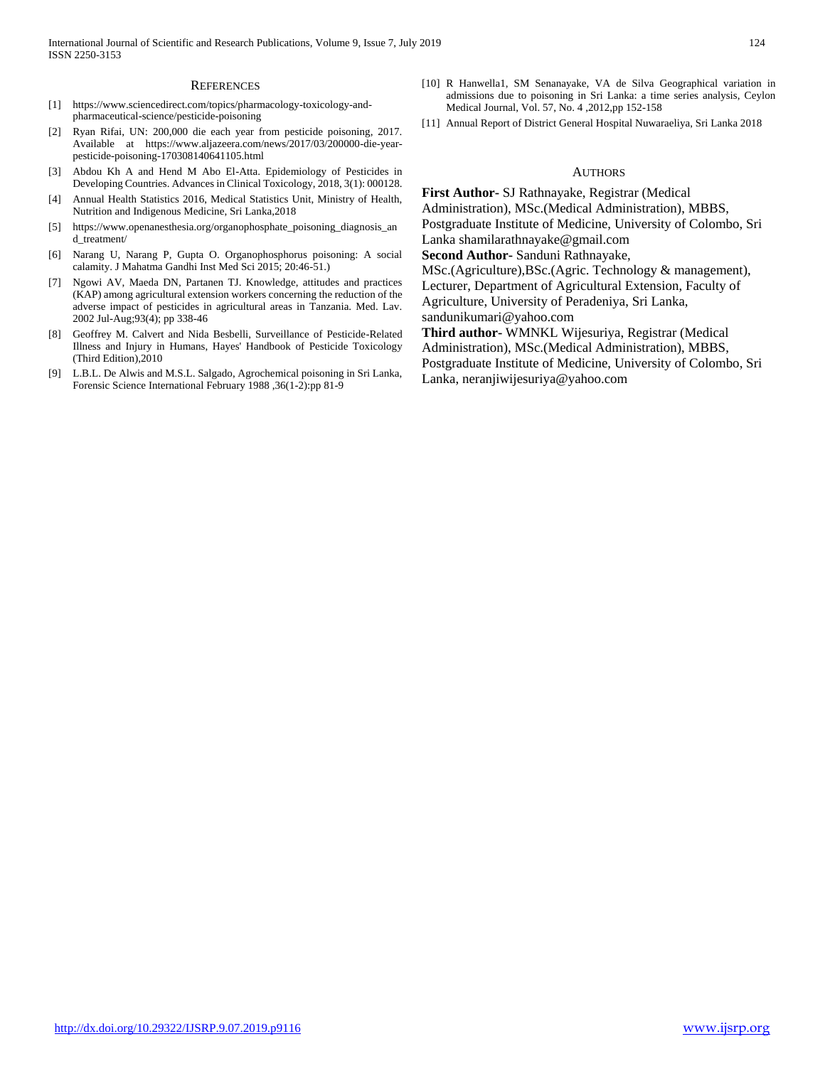## References

[1] https://www.sciencedirect.com/topics/pharmacology-toxicology-and-pharmaceutical-science/pesticide-poisoning

[2] Ryan Rifai, UN: 200,000 die each year from pesticide poisoning, 2017. Available at https://www.aljazeera.com/news/2017/03/200000-die-year-pesticide-poisoning-170308140641105.html

[3] Abdou Kh A and Hend M Abo El-Atta. Epidemiology of Pesticides in Developing Countries. Advances in Clinical Toxicology, 2018, 3(1): 000128.

[4] Annual Health Statistics 2016, Medical Statistics Unit, Ministry of Health, Nutrition and Indigenous Medicine, Sri Lanka,2018

[5] https://www.openanesthesia.org/organophosphate_poisoning_diagnosis_and_treatment/

[6] Narang U, Narang P, Gupta O. Organophosphorus poisoning: A social calamity. J Mahatma Gandhi Inst Med Sci 2015; 20:46-51.)

[7] Ngowi AV, Maeda DN, Partanen TJ. Knowledge, attitudes and practices (KAP) among agricultural extension workers concerning the reduction of the adverse impact of pesticides in agricultural areas in Tanzania. Med. Lav. 2002 Jul-Aug;93(4); pp 338-46

[8] Geoffrey M. Calvert and Nida Besbelli, Surveillance of Pesticide-Related Illness and Injury in Humans, Hayes' Handbook of Pesticide Toxicology (Third Edition),2010

[9] L.B.L. De Alwis and M.S.L. Salgado, Agrochemical poisoning in Sri Lanka, Forensic Science International February 1988 ,36(1-2):pp 81-9

[10] R Hanwella1, SM Senanayake, VA de Silva Geographical variation in admissions due to poisoning in Sri Lanka: a time series analysis, Ceylon Medical Journal, Vol. 57, No. 4 ,2012,pp 152-158

[11] Annual Report of District General Hospital Nuwaraeliya, Sri Lanka 2018

## Authors

**First Author**- SJ Rathnayake, Registrar (Medical Administration), MSc.(Medical Administration), MBBS, Postgraduate Institute of Medicine, University of Colombo, Sri Lanka shamilarathnayake@gmail.com

**Second Author**- Sanduni Rathnayake, MSc.(Agriculture),BSc.(Agric. Technology & management), Lecturer, Department of Agricultural Extension, Faculty of Agriculture, University of Peradeniya, Sri Lanka, sandunikumari@yahoo.com

**Third author**- WMNKL Wijesuriya, Registrar (Medical Administration), MSc.(Medical Administration), MBBS, Postgraduate Institute of Medicine, University of Colombo, Sri Lanka, neranjiwijesuriya@yahoo.com